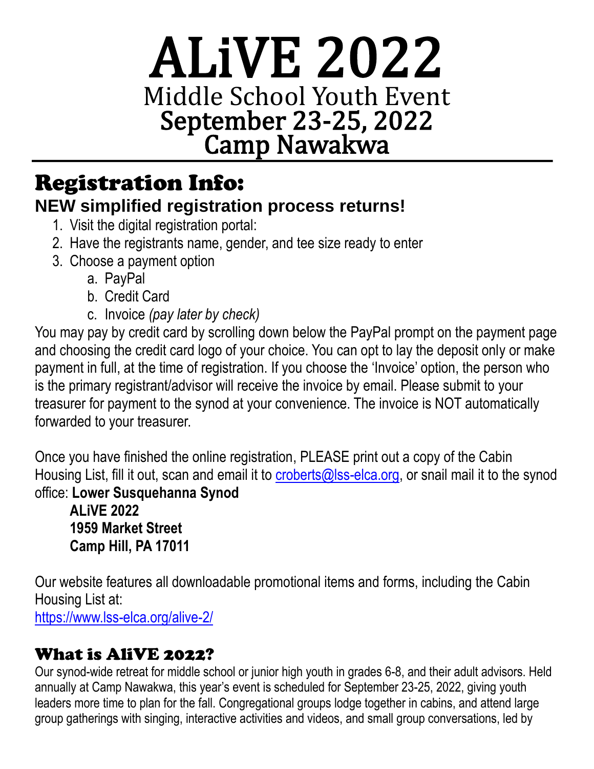# ALiVE 2022

## Middle School Youth Event

## September 23-25, 2022

## Camp Nawakwa

---

# Registration Info:

### NEW simplified registration process returns!

1. Visit the digital registration portal:
2. Have the registrants name, gender, and tee size ready to enter
3. Choose a payment option
   a. PayPal
   b. Credit Card
   c. Invoice *(pay later by check)*

You may pay by credit card by scrolling down below the PayPal prompt on the payment page and choosing the credit card logo of your choice. You can opt to lay the deposit only or make payment in full, at the time of registration. If you choose the 'Invoice' option, the person who is the primary registrant/advisor will receive the invoice by email. Please submit to your treasurer for payment to the synod at your convenience. The invoice is NOT automatically forwarded to your treasurer.

Once you have finished the online registration, PLEASE print out a copy of the Cabin Housing List, fill it out, scan and email it to croberts@lss-elca.org, or snail mail it to the synod office: **Lower Susquehanna Synod**

**ALiVE 2022**
**1959 Market Street**
**Camp Hill, PA 17011**

Our website features all downloadable promotional items and forms, including the Cabin Housing List at:
https://www.lss-elca.org/alive-2/

## What is AliVE 2022?

Our synod-wide retreat for middle school or junior high youth in grades 6-8, and their adult advisors. Held annually at Camp Nawakwa, this year's event is scheduled for September 23-25, 2022, giving youth leaders more time to plan for the fall. Congregational groups lodge together in cabins, and attend large group gatherings with singing, interactive activities and videos, and small group conversations, led by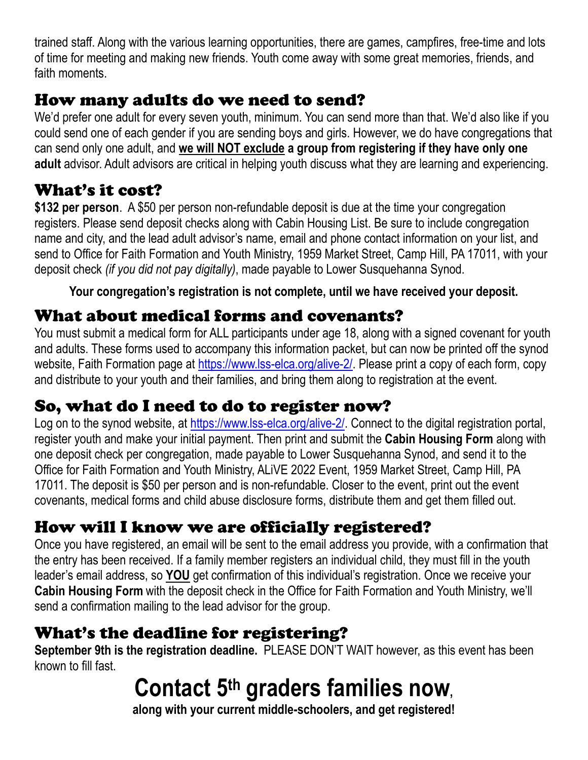trained staff. Along with the various learning opportunities, there are games, campfires, free-time and lots of time for meeting and making new friends. Youth come away with some great memories, friends, and faith moments.

## How many adults do we need to send?

We'd prefer one adult for every seven youth, minimum. You can send more than that. We'd also like if you could send one of each gender if you are sending boys and girls. However, we do have congregations that can send only one adult, and **we will NOT exclude a group from registering if they have only one adult** advisor. Adult advisors are critical in helping youth discuss what they are learning and experiencing.

## What's it cost?

**$132 per person**. A $50 per person non-refundable deposit is due at the time your congregation registers. Please send deposit checks along with Cabin Housing List. Be sure to include congregation name and city, and the lead adult advisor's name, email and phone contact information on your list, and send to Office for Faith Formation and Youth Ministry, 1959 Market Street, Camp Hill, PA 17011, with your deposit check *(if you did not pay digitally)*, made payable to Lower Susquehanna Synod.

**Your congregation's registration is not complete, until we have received your deposit.**

## What about medical forms and covenants?

You must submit a medical form for ALL participants under age 18, along with a signed covenant for youth and adults. These forms used to accompany this information packet, but can now be printed off the synod website, Faith Formation page at https://www.lss-elca.org/alive-2/. Please print a copy of each form, copy and distribute to your youth and their families, and bring them along to registration at the event.

## So, what do I need to do to register now?

Log on to the synod website, at https://www.lss-elca.org/alive-2/. Connect to the digital registration portal, register youth and make your initial payment. Then print and submit the **Cabin Housing Form** along with one deposit check per congregation, made payable to Lower Susquehanna Synod, and send it to the Office for Faith Formation and Youth Ministry, ALiVE 2022 Event, 1959 Market Street, Camp Hill, PA 17011. The deposit is $50 per person and is non-refundable. Closer to the event, print out the event covenants, medical forms and child abuse disclosure forms, distribute them and get them filled out.

## How will I know we are officially registered?

Once you have registered, an email will be sent to the email address you provide, with a confirmation that the entry has been received. If a family member registers an individual child, they must fill in the youth leader's email address, so **YOU** get confirmation of this individual's registration. Once we receive your **Cabin Housing Form** with the deposit check in the Office for Faith Formation and Youth Ministry, we'll send a confirmation mailing to the lead advisor for the group.

## What's the deadline for registering?

**September 9th is the registration deadline.** PLEASE DON'T WAIT however, as this event has been known to fill fast.

# Contact 5th graders families now,

**along with your current middle-schoolers, and get registered!**